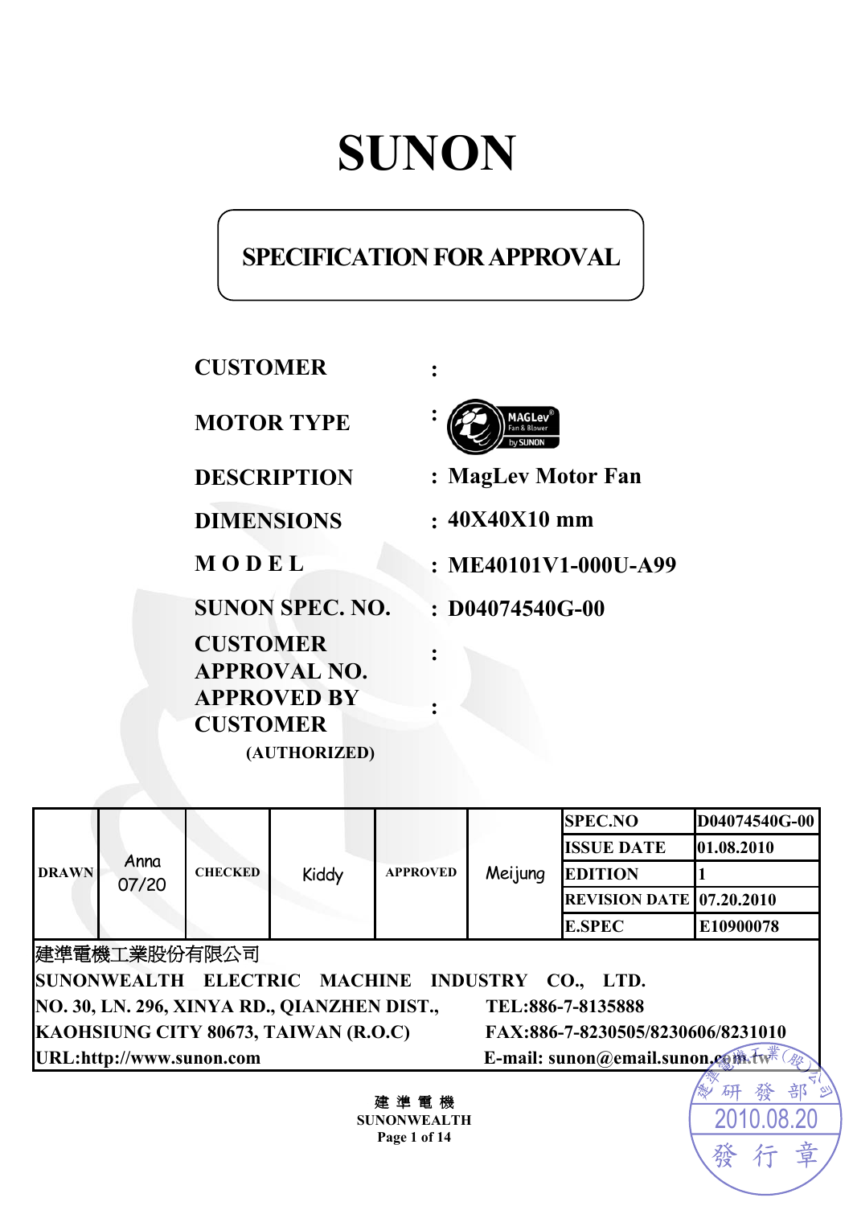# SUNON

## SPECIFICATION FOR APPROVAL

| | | |
|---|---|---|
| **CUSTOMER** | : | |
| **MOTOR TYPE** | : | MAGLev Fan & Blower by SUNON |
| **DESCRIPTION** | : | **MagLev Motor Fan** |
| **DIMENSIONS** | : | **40X40X10 mm** |
| **MODEL** | : | **ME40101V1-000U-A99** |
| **SUNON SPEC. NO.** | : | **D04074540G-00** |
| **CUSTOMER APPROVAL NO.** | : | |
| **APPROVED BY CUSTOMER (AUTHORIZED)** | : | |

| DRAWN | Anna 07/20 | CHECKED | Kiddy | APPROVED | Meijung | SPEC.NO | D04074540G-00 |
|---|---|---|---|---|---|---|---|
| | | | | | | ISSUE DATE | 01.08.2010 |
| | | | | | | EDITION | 1 |
| | | | | | | REVISION DATE | 07.20.2010 |
| | | | | | | E.SPEC | E10900078 |

建準電機工業股份有限公司

**SUNONWEALTH ELECTRIC MACHINE INDUSTRY CO., LTD.**

**NO. 30, LN. 296, XINYA RD., QIANZHEN DIST., KAOHSIUNG CITY 80673, TAIWAN (R.O.C)**

**TEL:886-7-8135888**

**FAX:886-7-8230505/8230606/8231010**

**URL:http://www.sunon.com**

**E-mail: sunon@email.sunon.com.tw**

建準電機工業(股)公司 研發部 2010.08.20 發行章

建 準 電 機

SUNONWEALTH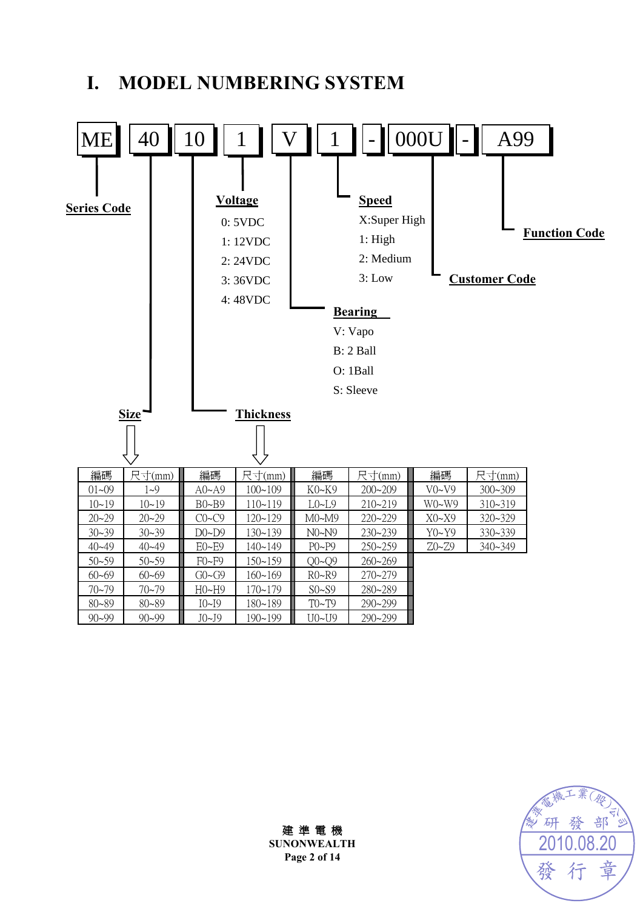# I. MODEL NUMBERING SYSTEM

ME | 40 | 10 | 1 | V | 1 | - | 000U | - | A99

- **ME** — **Series Code**
- **40** — **Size**
- **10** — **Thickness**
- **1** — **Voltage**
  - 0: 5VDC
  - 1: 12VDC
  - 2: 24VDC
  - 3: 36VDC
  - 4: 48VDC
- **V** — **Bearing**
  - V: Vapo
  - B: 2 Ball
  - O: 1Ball
  - S: Sleeve
- **1** — **Speed**
  - X:Super High
  - 1: High
  - 2: Medium
  - 3: Low
- **000U** — **Customer Code**
- **A99** — **Function Code**

| 編碼 | 尺寸(mm) | 編碼 | 尺寸(mm) | 編碼 | 尺寸(mm) | 編碼 | 尺寸(mm) |
|---|---|---|---|---|---|---|---|
| 01~09 | 1~9 | A0~A9 | 100~109 | K0~K9 | 200~209 | V0~V9 | 300~309 |
| 10~19 | 10~19 | B0~B9 | 110~119 | L0~L9 | 210~219 | W0~W9 | 310~319 |
| 20~29 | 20~29 | C0~C9 | 120~129 | M0~M9 | 220~229 | X0~X9 | 320~329 |
| 30~39 | 30~39 | D0~D9 | 130~139 | N0~N9 | 230~239 | Y0~Y9 | 330~339 |
| 40~49 | 40~49 | E0~E9 | 140~149 | P0~P9 | 250~259 | Z0~Z9 | 340~349 |
| 50~59 | 50~59 | F0~F9 | 150~159 | Q0~Q9 | 260~269 | | |
| 60~69 | 60~69 | G0~G9 | 160~169 | R0~R9 | 270~279 | | |
| 70~79 | 70~79 | H0~H9 | 170~179 | S0~S9 | 280~289 | | |
| 80~89 | 80~89 | I0~I9 | 180~189 | T0~T9 | 290~299 | | |
| 90~99 | 90~99 | J0~J9 | 190~199 | U0~U9 | 290~299 | | |

建準工業(股)公司 研發部 2010.08.20 發行章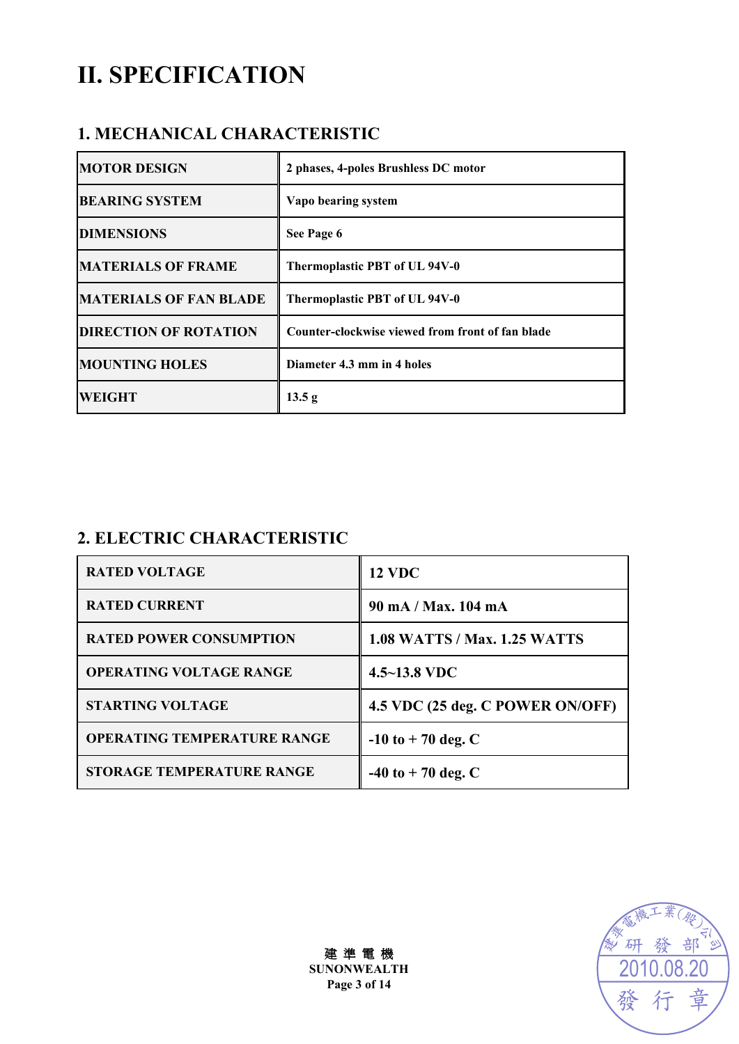# II. SPECIFICATION

## 1. MECHANICAL CHARACTERISTIC

| | |
|---|---|
| MOTOR DESIGN | 2 phases, 4-poles Brushless DC motor |
| BEARING SYSTEM | Vapo bearing system |
| DIMENSIONS | See Page 6 |
| MATERIALS OF FRAME | Thermoplastic PBT of UL 94V-0 |
| MATERIALS OF FAN BLADE | Thermoplastic PBT of UL 94V-0 |
| DIRECTION OF ROTATION | Counter-clockwise viewed from front of fan blade |
| MOUNTING HOLES | Diameter 4.3 mm in 4 holes |
| WEIGHT | 13.5 g |

## 2. ELECTRIC CHARACTERISTIC

| | |
|---|---|
| RATED VOLTAGE | 12 VDC |
| RATED CURRENT | 90 mA / Max. 104 mA |
| RATED POWER CONSUMPTION | 1.08 WATTS / Max. 1.25 WATTS |
| OPERATING VOLTAGE RANGE | 4.5~13.8 VDC |
| STARTING VOLTAGE | 4.5 VDC (25 deg. C POWER ON/OFF) |
| OPERATING TEMPERATURE RANGE | -10 to + 70 deg. C |
| STORAGE TEMPERATURE RANGE | -40 to + 70 deg. C |

建 準 電 機
SUNONWEALTH

建準電機工業(股)公司 研發部 2010.08.20 發行章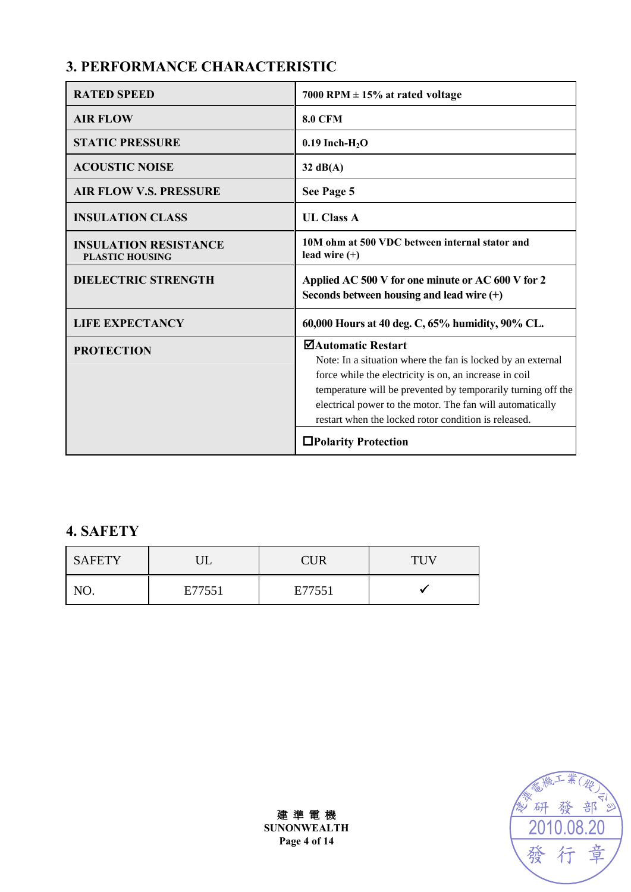## 3. PERFORMANCE CHARACTERISTIC

| | |
|---|---|
| **RATED SPEED** | **7000 RPM ± 15% at rated voltage** |
| **AIR FLOW** | **8.0 CFM** |
| **STATIC PRESSURE** | **0.19 Inch-$H_2O$** |
| **ACOUSTIC NOISE** | **32 dB(A)** |
| **AIR FLOW V.S. PRESSURE** | **See Page 5** |
| **INSULATION CLASS** | **UL Class A** |
| **INSULATION RESISTANCE** PLASTIC HOUSING | **10M ohm at 500 VDC between internal stator and lead wire (+)** |
| **DIELECTRIC STRENGTH** | **Applied AC 500 V for one minute or AC 600 V for 2 Seconds between housing and lead wire (+)** |
| **LIFE EXPECTANCY** | **60,000 Hours at 40 deg. C, 65% humidity, 90% CL.** |
| **PROTECTION** | ☑**Automatic Restart** Note: In a situation where the fan is locked by an external force while the electricity is on, an increase in coil temperature will be prevented by temporarily turning off the electrical power to the motor. The fan will automatically restart when the locked rotor condition is released. |
| | ☐**Polarity Protection** |

## 4. SAFETY

| SAFETY | UL | CUR | TUV |
|---|---|---|---|
| NO. | E77551 | E77551 | ✓ |

建 準 電 機
**SUNONWEALTH**

建準電機工業(股)公司 研發部 2010.08.20 發行章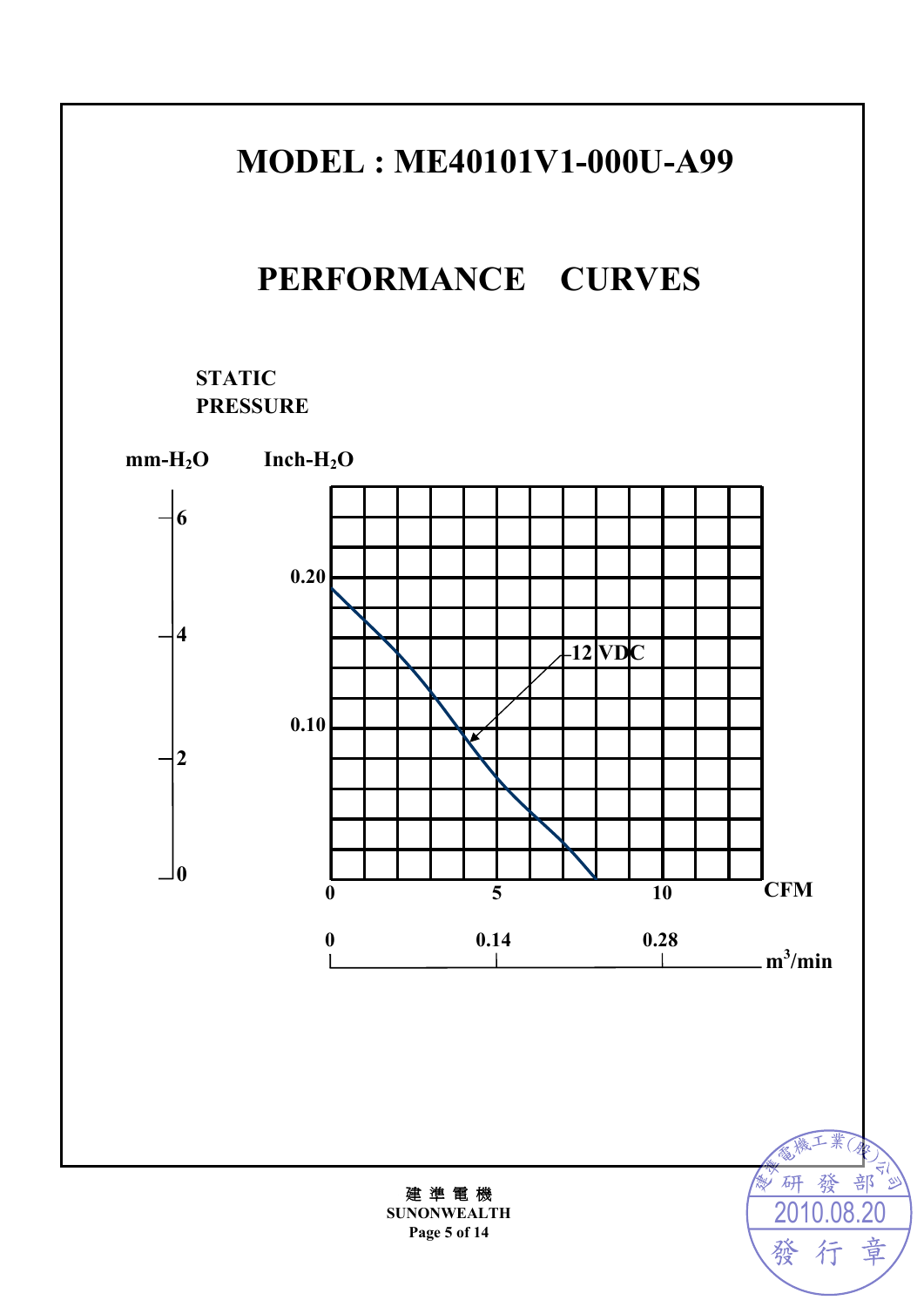# MODEL : ME40101V1-000U-A99

## PERFORMANCE CURVES

**STATIC PRESSURE**

**mm-$H_2O$** **Inch-$H_2O$**

mm-$H_2O$ axis: 0, 2, 4, 6

Inch-$H_2O$ axis: 0.10, 0.20

12 VDC

CFM axis: 0, 5, 10

$m^3$/min axis: 0, 0.14, 0.28

建 準 電 機
**SUNONWEALTH**

建準電機工業(股)公司
研 發 部
2010.08.20
發 行 章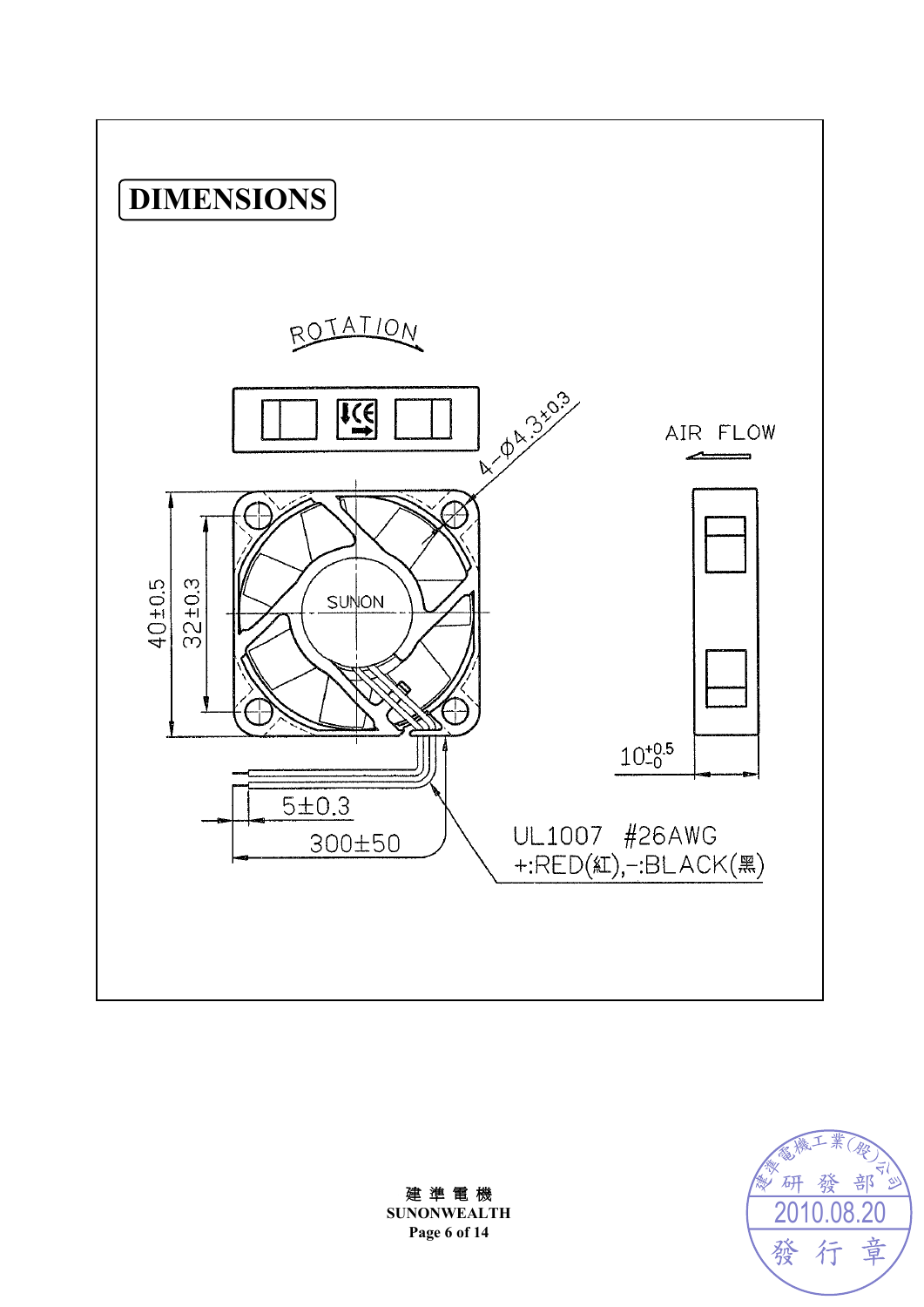# DIMENSIONS

ROTATION

4-Ø4.3±0.3

AIR FLOW

SUNON

40±0.5

32±0.3

$10^{+0.5}_{-0}$

5±0.3

300±50

UL1007 #26AWG
+:RED(紅),-:BLACK(黑)

建 準 電 機
**SUNONWEALTH**

建準電機工業(股)公司 研發部 2010.08.20 發行章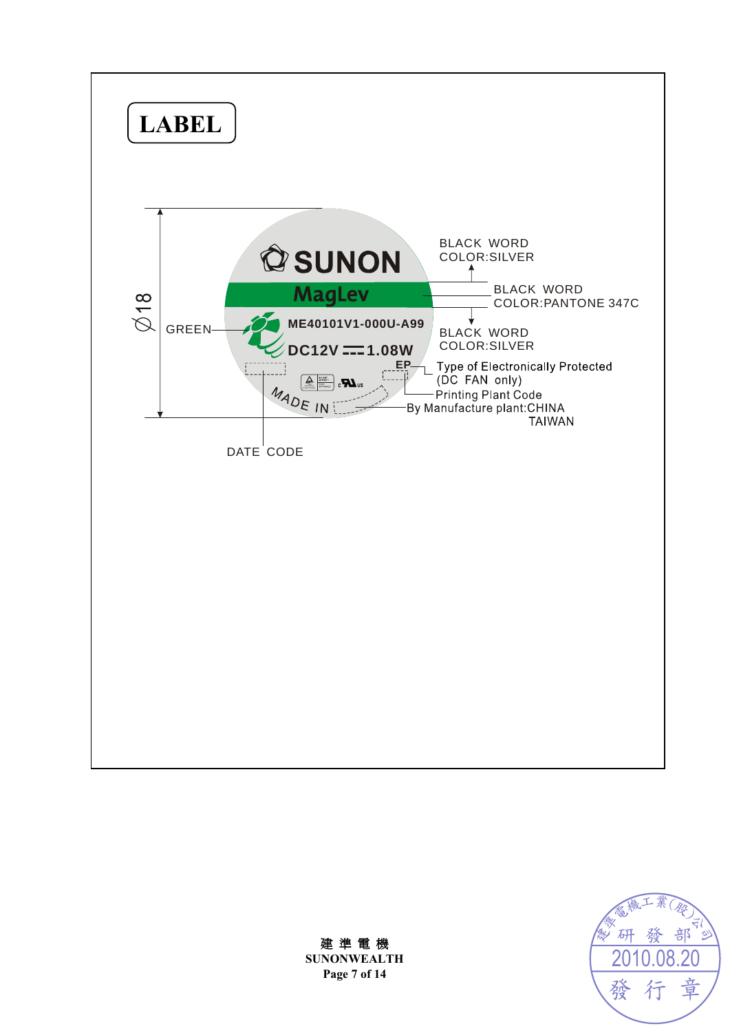# LABEL

∅18

SUNON

MagLev

ME40101V1-000U-A99

DC12V ⎓ 1.08W

EP

MADE IN

GREEN

BLACK WORD
COLOR:SILVER

BLACK WORD
COLOR:PANTONE 347C

BLACK WORD
COLOR:SILVER

Type of Electronically Protected
(DC FAN only)

Printing Plant Code

By Manufacture plant:CHINA
TAIWAN

DATE CODE

建 準 電 機
SUNONWEALTH

建準電機工業(股)公司
研 發 部
2010.08.20
發 行 章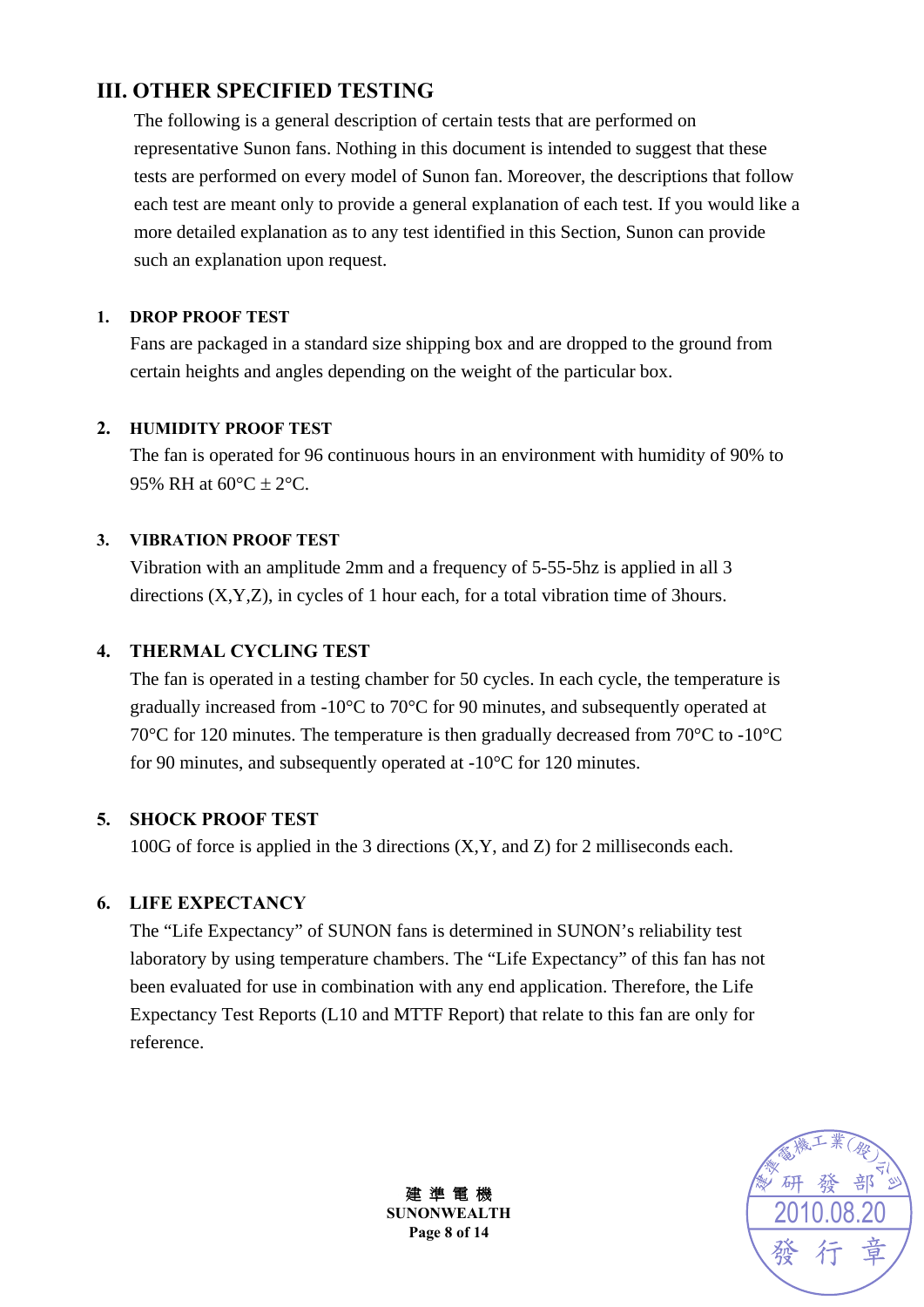## III. OTHER SPECIFIED TESTING

The following is a general description of certain tests that are performed on representative Sunon fans. Nothing in this document is intended to suggest that these tests are performed on every model of Sunon fan. Moreover, the descriptions that follow each test are meant only to provide a general explanation of each test. If you would like a more detailed explanation as to any test identified in this Section, Sunon can provide such an explanation upon request.

### 1. DROP PROOF TEST

Fans are packaged in a standard size shipping box and are dropped to the ground from certain heights and angles depending on the weight of the particular box.

### 2. HUMIDITY PROOF TEST

The fan is operated for 96 continuous hours in an environment with humidity of 90% to 95% RH at 60°C ± 2°C.

### 3. VIBRATION PROOF TEST

Vibration with an amplitude 2mm and a frequency of 5-55-5hz is applied in all 3 directions (X,Y,Z), in cycles of 1 hour each, for a total vibration time of 3hours.

### 4. THERMAL CYCLING TEST

The fan is operated in a testing chamber for 50 cycles. In each cycle, the temperature is gradually increased from -10°C to 70°C for 90 minutes, and subsequently operated at 70°C for 120 minutes. The temperature is then gradually decreased from 70°C to -10°C for 90 minutes, and subsequently operated at -10°C for 120 minutes.

### 5. SHOCK PROOF TEST

100G of force is applied in the 3 directions (X,Y, and Z) for 2 milliseconds each.

### 6. LIFE EXPECTANCY

The “Life Expectancy” of SUNON fans is determined in SUNON’s reliability test laboratory by using temperature chambers. The “Life Expectancy” of this fan has not been evaluated for use in combination with any end application. Therefore, the Life Expectancy Test Reports (L10 and MTTF Report) that relate to this fan are only for reference.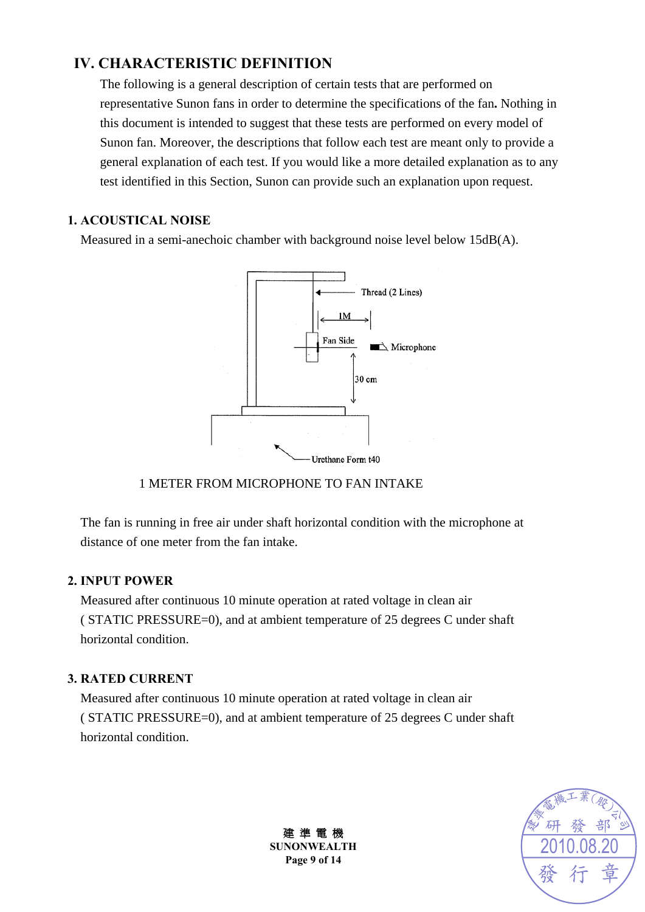## IV. CHARACTERISTIC DEFINITION

The following is a general description of certain tests that are performed on representative Sunon fans in order to determine the specifications of the fan**.** Nothing in this document is intended to suggest that these tests are performed on every model of Sunon fan. Moreover, the descriptions that follow each test are meant only to provide a general explanation of each test. If you would like a more detailed explanation as to any test identified in this Section, Sunon can provide such an explanation upon request.

### 1. ACOUSTICAL NOISE

Measured in a semi-anechoic chamber with background noise level below 15dB(A).

Thread (2 Lines)

1M

Fan Side

Microphone

30 cm

Urethane Form t40

1 METER FROM MICROPHONE TO FAN INTAKE

The fan is running in free air under shaft horizontal condition with the microphone at distance of one meter from the fan intake.

### 2. INPUT POWER

Measured after continuous 10 minute operation at rated voltage in clean air ( STATIC PRESSURE=0), and at ambient temperature of 25 degrees C under shaft horizontal condition.

### 3. RATED CURRENT

Measured after continuous 10 minute operation at rated voltage in clean air ( STATIC PRESSURE=0), and at ambient temperature of 25 degrees C under shaft horizontal condition.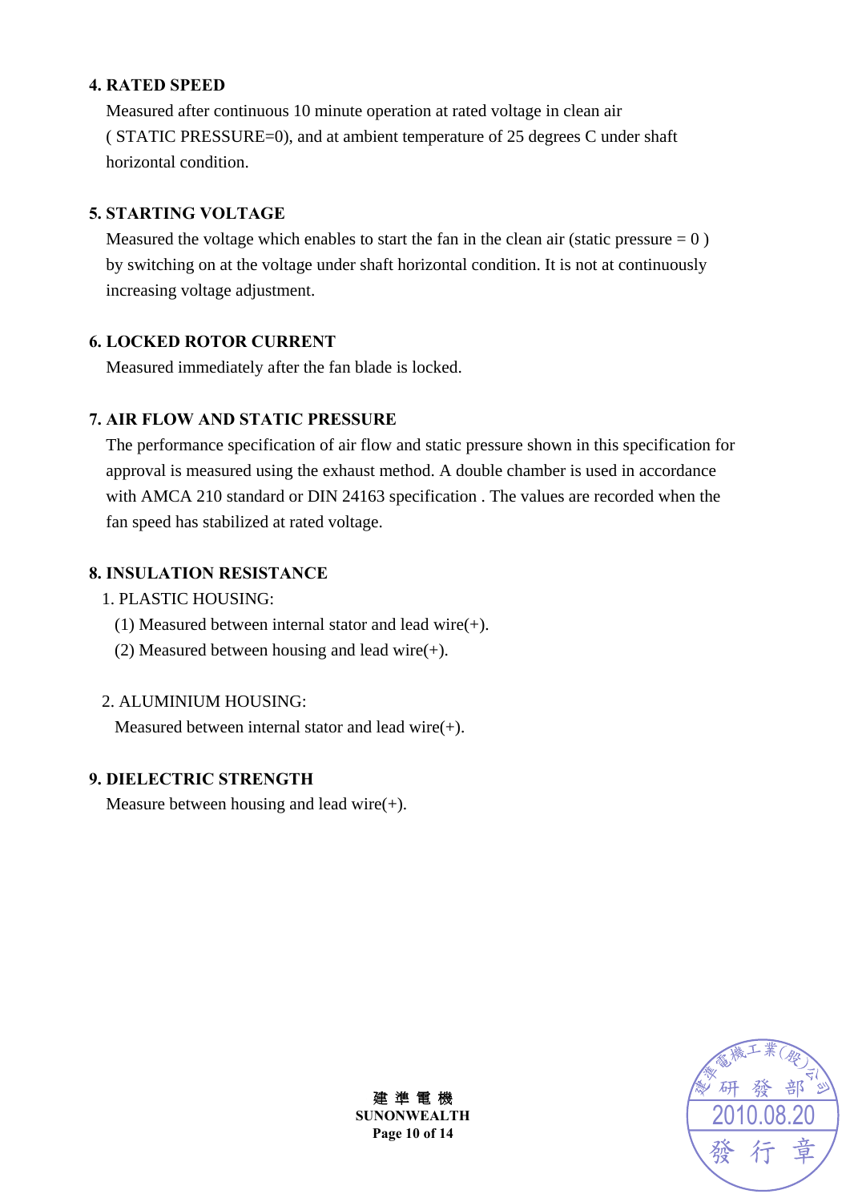**4. RATED SPEED**

Measured after continuous 10 minute operation at rated voltage in clean air ( STATIC PRESSURE=0), and at ambient temperature of 25 degrees C under shaft horizontal condition.

**5. STARTING VOLTAGE**

Measured the voltage which enables to start the fan in the clean air (static pressure = 0 ) by switching on at the voltage under shaft horizontal condition. It is not at continuously increasing voltage adjustment.

**6. LOCKED ROTOR CURRENT**

Measured immediately after the fan blade is locked.

**7. AIR FLOW AND STATIC PRESSURE**

The performance specification of air flow and static pressure shown in this specification for approval is measured using the exhaust method. A double chamber is used in accordance with AMCA 210 standard or DIN 24163 specification . The values are recorded when the fan speed has stabilized at rated voltage.

**8. INSULATION RESISTANCE**

1. PLASTIC HOUSING:
   (1) Measured between internal stator and lead wire(+).
   (2) Measured between housing and lead wire(+).

2. ALUMINIUM HOUSING:
   Measured between internal stator and lead wire(+).

**9. DIELECTRIC STRENGTH**

Measure between housing and lead wire(+).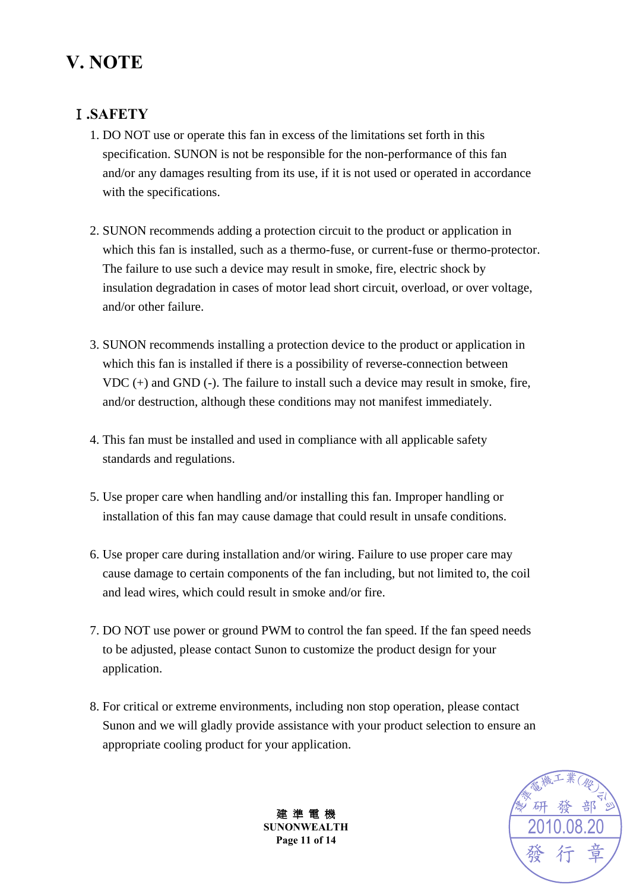# V. NOTE

## Ⅰ.SAFETY

1. DO NOT use or operate this fan in excess of the limitations set forth in this specification. SUNON is not be responsible for the non-performance of this fan and/or any damages resulting from its use, if it is not used or operated in accordance with the specifications.

2. SUNON recommends adding a protection circuit to the product or application in which this fan is installed, such as a thermo-fuse, or current-fuse or thermo-protector. The failure to use such a device may result in smoke, fire, electric shock by insulation degradation in cases of motor lead short circuit, overload, or over voltage, and/or other failure.

3. SUNON recommends installing a protection device to the product or application in which this fan is installed if there is a possibility of reverse-connection between VDC (+) and GND (-). The failure to install such a device may result in smoke, fire, and/or destruction, although these conditions may not manifest immediately.

4. This fan must be installed and used in compliance with all applicable safety standards and regulations.

5. Use proper care when handling and/or installing this fan. Improper handling or installation of this fan may cause damage that could result in unsafe conditions.

6. Use proper care during installation and/or wiring. Failure to use proper care may cause damage to certain components of the fan including, but not limited to, the coil and lead wires, which could result in smoke and/or fire.

7. DO NOT use power or ground PWM to control the fan speed. If the fan speed needs to be adjusted, please contact Sunon to customize the product design for your application.

8. For critical or extreme environments, including non stop operation, please contact Sunon and we will gladly provide assistance with your product selection to ensure an appropriate cooling product for your application.

建 準 電 機
SUNONWEALTH

建準電機工業(股)公司 研 發 部 2010.08.20 發 行 章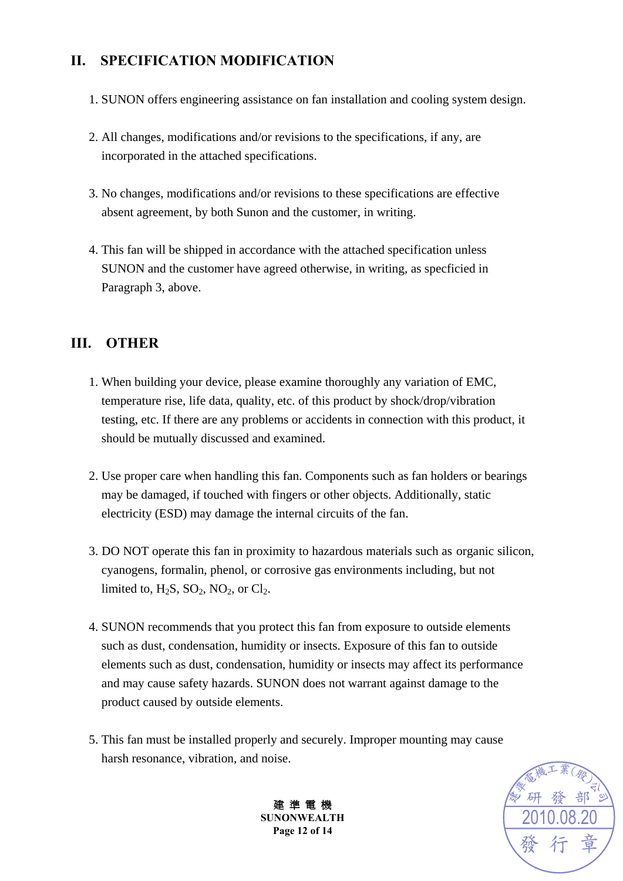## II. SPECIFICATION MODIFICATION

1. SUNON offers engineering assistance on fan installation and cooling system design.

2. All changes, modifications and/or revisions to the specifications, if any, are incorporated in the attached specifications.

3. No changes, modifications and/or revisions to these specifications are effective absent agreement, by both Sunon and the customer, in writing.

4. This fan will be shipped in accordance with the attached specification unless SUNON and the customer have agreed otherwise, in writing, as specficied in Paragraph 3, above.

## III. OTHER

1. When building your device, please examine thoroughly any variation of EMC, temperature rise, life data, quality, etc. of this product by shock/drop/vibration testing, etc. If there are any problems or accidents in connection with this product, it should be mutually discussed and examined.

2. Use proper care when handling this fan. Components such as fan holders or bearings may be damaged, if touched with fingers or other objects. Additionally, static electricity (ESD) may damage the internal circuits of the fan.

3. DO NOT operate this fan in proximity to hazardous materials such as organic silicon, cyanogens, formalin, phenol, or corrosive gas environments including, but not limited to, $H_2S$, $SO_2$, $NO_2$, or $Cl_2$.

4. SUNON recommends that you protect this fan from exposure to outside elements such as dust, condensation, humidity or insects. Exposure of this fan to outside elements such as dust, condensation, humidity or insects may affect its performance and may cause safety hazards. SUNON does not warrant against damage to the product caused by outside elements.

5. This fan must be installed properly and securely. Improper mounting may cause harsh resonance, vibration, and noise.

建 準 電 機
SUNONWEALTH

建準電機工業(股)公司 研發部 2010.08.20 發行章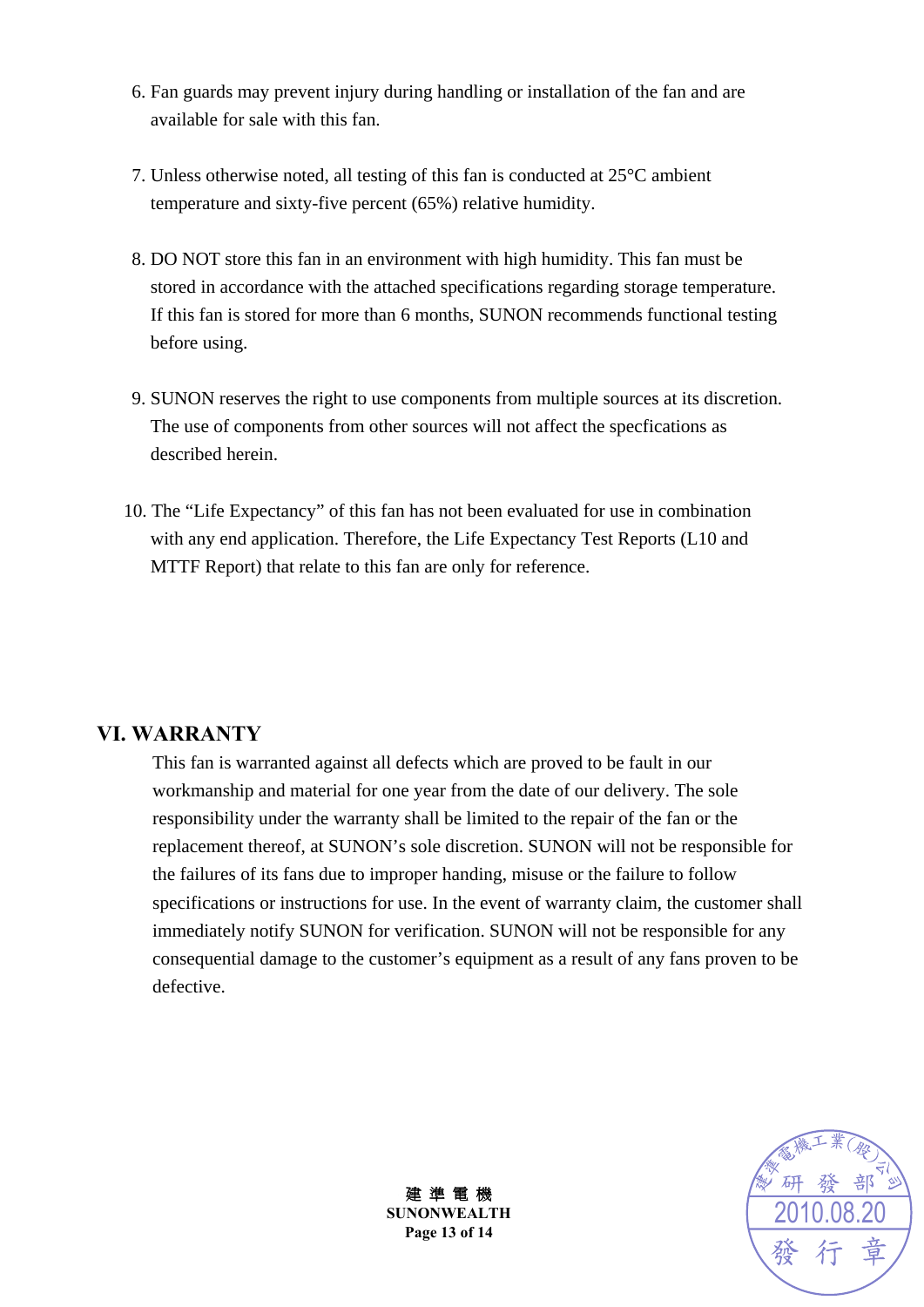6. Fan guards may prevent injury during handling or installation of the fan and are available for sale with this fan.

7. Unless otherwise noted, all testing of this fan is conducted at 25°C ambient temperature and sixty-five percent (65%) relative humidity.

8. DO NOT store this fan in an environment with high humidity. This fan must be stored in accordance with the attached specifications regarding storage temperature. If this fan is stored for more than 6 months, SUNON recommends functional testing before using.

9. SUNON reserves the right to use components from multiple sources at its discretion. The use of components from other sources will not affect the specfications as described herein.

10. The “Life Expectancy” of this fan has not been evaluated for use in combination with any end application. Therefore, the Life Expectancy Test Reports (L10 and MTTF Report) that relate to this fan are only for reference.

## VI. WARRANTY

This fan is warranted against all defects which are proved to be fault in our workmanship and material for one year from the date of our delivery. The sole responsibility under the warranty shall be limited to the repair of the fan or the replacement thereof, at SUNON’s sole discretion. SUNON will not be responsible for the failures of its fans due to improper handing, misuse or the failure to follow specifications or instructions for use. In the event of warranty claim, the customer shall immediately notify SUNON for verification. SUNON will not be responsible for any consequential damage to the customer’s equipment as a result of any fans proven to be defective.

建準電機工業(股)公司 研發部 2010.08.20 發行章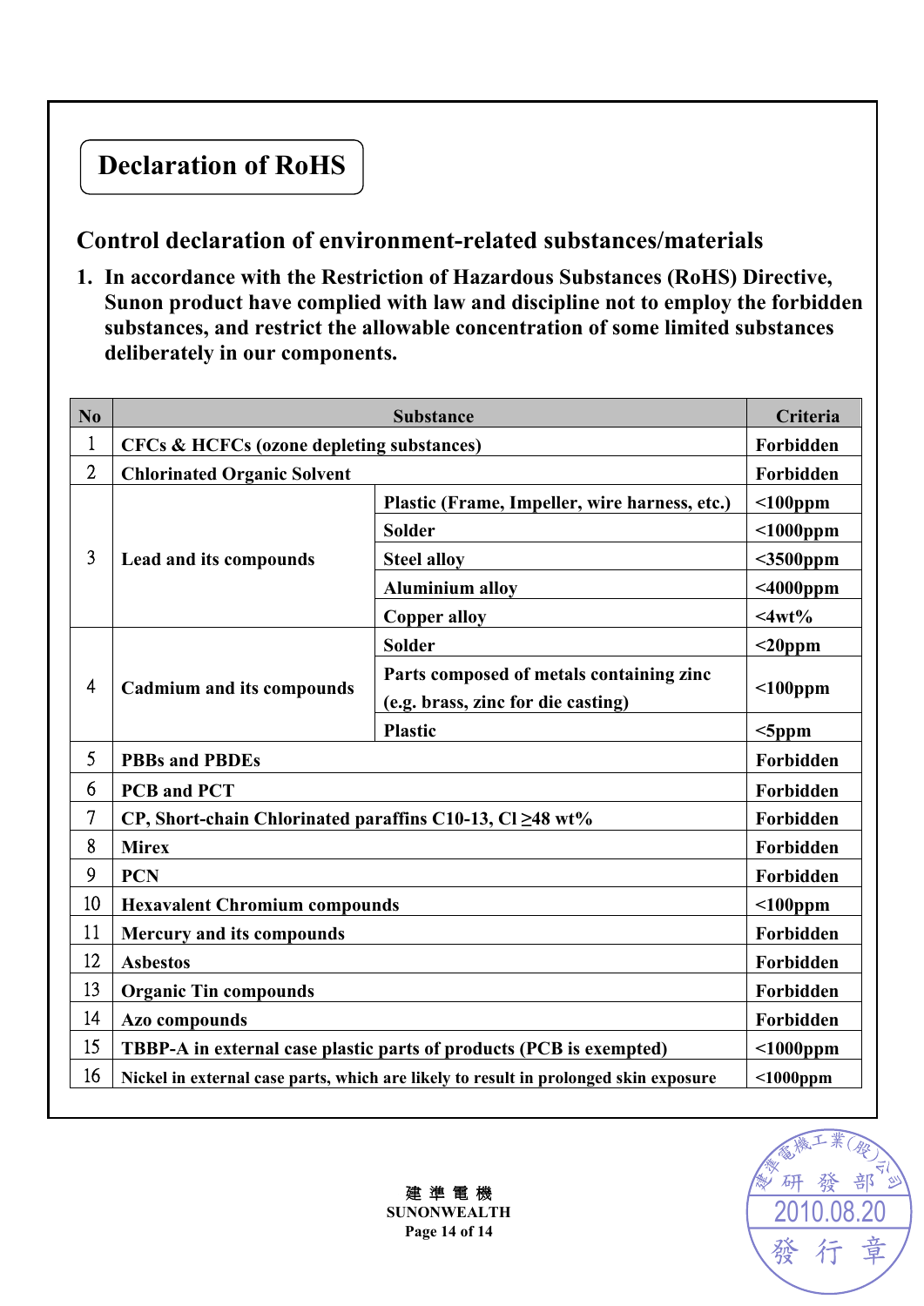# Declaration of RoHS

## Control declaration of environment-related substances/materials

1. In accordance with the Restriction of Hazardous Substances (RoHS) Directive, Sunon product have complied with law and discipline not to employ the forbidden substances, and restrict the allowable concentration of some limited substances deliberately in our components.

| No | Substance | | Criteria |
|---|---|---|---|
| 1 | CFCs & HCFCs (ozone depleting substances) | | Forbidden |
| 2 | Chlorinated Organic Solvent | | Forbidden |
| 3 | Lead and its compounds | Plastic (Frame, Impeller, wire harness, etc.) | <100ppm |
| | | Solder | <1000ppm |
| | | Steel alloy | <3500ppm |
| | | Aluminium alloy | <4000ppm |
| | | Copper alloy | <4wt% |
| 4 | Cadmium and its compounds | Solder | <20ppm |
| | | Parts composed of metals containing zinc (e.g. brass, zinc for die casting) | <100ppm |
| | | Plastic | <5ppm |
| 5 | PBBs and PBDEs | | Forbidden |
| 6 | PCB and PCT | | Forbidden |
| 7 | CP, Short-chain Chlorinated paraffins C10-13, Cl ≥48 wt% | | Forbidden |
| 8 | Mirex | | Forbidden |
| 9 | PCN | | Forbidden |
| 10 | Hexavalent Chromium compounds | | <100ppm |
| 11 | Mercury and its compounds | | Forbidden |
| 12 | Asbestos | | Forbidden |
| 13 | Organic Tin compounds | | Forbidden |
| 14 | Azo compounds | | Forbidden |
| 15 | TBBP-A in external case plastic parts of products (PCB is exempted) | | <1000ppm |
| 16 | Nickel in external case parts, which are likely to result in prolonged skin exposure | | <1000ppm |

建 準 電 機
SUNONWEALTH

建準電機工業(股)公司 研發部 2010.08.20 發行章